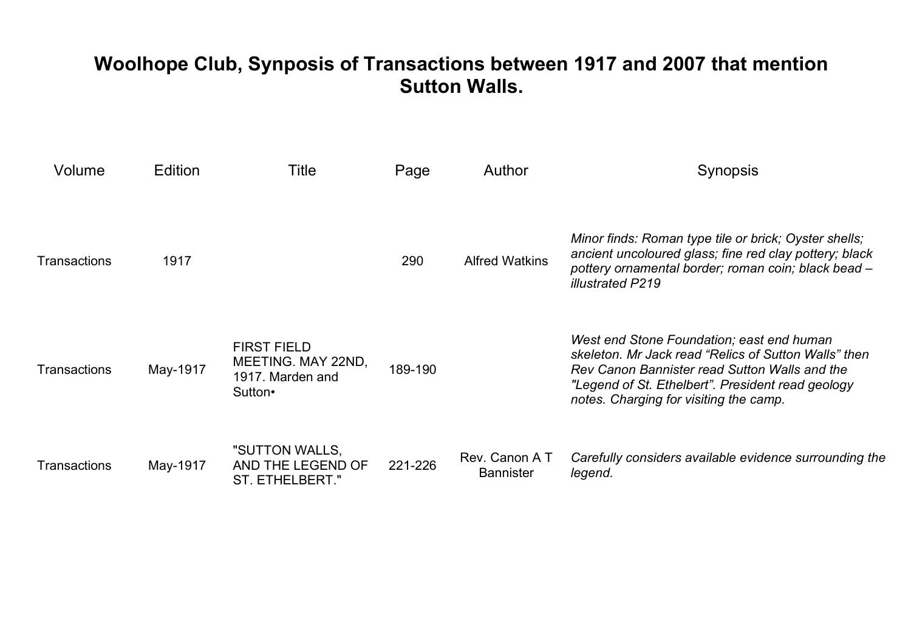# Woolhope Club, Synposis of Transactions between 1917 and 2007 that mention Sutton Walls.

| Volume | Edition | Title | Page | Author | Synopsis |
|---|---|---|---|---|---|
| Transactions | 1917 | | 290 | Alfred Watkins | *Minor finds: Roman type tile or brick; Oyster shells; ancient uncoloured glass; fine red clay pottery; black pottery ornamental border; roman coin; black bead – illustrated P219* |
| Transactions | May-1917 | FIRST FIELD MEETING. MAY 22ND, 1917. Marden and Sutton• | 189-190 | | *West end Stone Foundation; east end human skeleton. Mr Jack read "Relics of Sutton Walls" then Rev Canon Bannister read Sutton Walls and the "Legend of St. Ethelbert". President read geology notes. Charging for visiting the camp.* |
| Transactions | May-1917 | "SUTTON WALLS, AND THE LEGEND OF ST. ETHELBERT." | 221-226 | Rev. Canon A T Bannister | *Carefully considers available evidence surrounding the legend.* |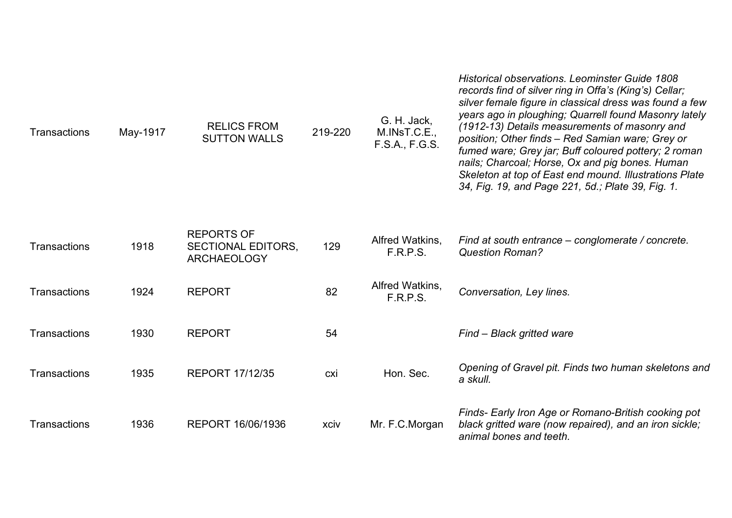| | | | | | |
|---|---|---|---|---|---|
| Transactions | May-1917 | RELICS FROM SUTTON WALLS | 219-220 | G. H. Jack, M.INsT.C.E., F.S.A., F.G.S. | *Historical observations. Leominster Guide 1808 records find of silver ring in Offa's (King's) Cellar; silver female figure in classical dress was found a few years ago in ploughing; Quarrell found Masonry lately (1912-13) Details measurements of masonry and position; Other finds – Red Samian ware; Grey or fumed ware; Grey jar; Buff coloured pottery; 2 roman nails; Charcoal; Horse, Ox and pig bones. Human Skeleton at top of East end mound. Illustrations Plate 34, Fig. 19, and Page 221, 5d.; Plate 39, Fig. 1.* |
| Transactions | 1918 | REPORTS OF SECTIONAL EDITORS, ARCHAEOLOGY | 129 | Alfred Watkins, F.R.P.S. | *Find at south entrance – conglomerate / concrete. Question Roman?* |
| Transactions | 1924 | REPORT | 82 | Alfred Watkins, F.R.P.S. | *Conversation, Ley lines.* |
| Transactions | 1930 | REPORT | 54 | | *Find – Black gritted ware* |
| Transactions | 1935 | REPORT 17/12/35 | cxi | Hon. Sec. | *Opening of Gravel pit. Finds two human skeletons and a skull.* |
| Transactions | 1936 | REPORT 16/06/1936 | xciv | Mr. F.C.Morgan | *Finds- Early Iron Age or Romano-British cooking pot black gritted ware (now repaired), and an iron sickle; animal bones and teeth.* |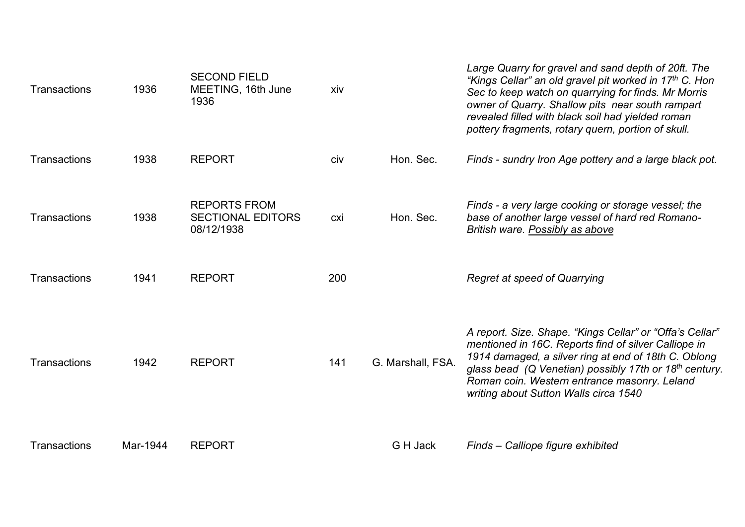| | | | | | |
|---|---|---|---|---|---|
| Transactions | 1936 | SECOND FIELD MEETING, 16th June 1936 | xiv | | *Large Quarry for gravel and sand depth of 20ft. The "Kings Cellar" an old gravel pit worked in 17th C. Hon Sec to keep watch on quarrying for finds. Mr Morris owner of Quarry. Shallow pits near south rampart revealed filled with black soil had yielded roman pottery fragments, rotary quern, portion of skull.* |
| Transactions | 1938 | REPORT | civ | Hon. Sec. | *Finds - sundry Iron Age pottery and a large black pot.* |
| Transactions | 1938 | REPORTS FROM SECTIONAL EDITORS 08/12/1938 | cxi | Hon. Sec. | *Finds - a very large cooking or storage vessel; the base of another large vessel of hard red Romano-British ware. <u>Possibly as above</u>* |
| Transactions | 1941 | REPORT | 200 | | *Regret at speed of Quarrying* |
| Transactions | 1942 | REPORT | 141 | G. Marshall, FSA. | *A report. Size. Shape. "Kings Cellar" or "Offa's Cellar" mentioned in 16C. Reports find of silver Calliope in 1914 damaged, a silver ring at end of 18th C. Oblong glass bead (Q Venetian) possibly 17th or 18th century. Roman coin. Western entrance masonry. Leland writing about Sutton Walls circa 1540* |
| Transactions | Mar-1944 | REPORT | | G H Jack | *Finds – Calliope figure exhibited* |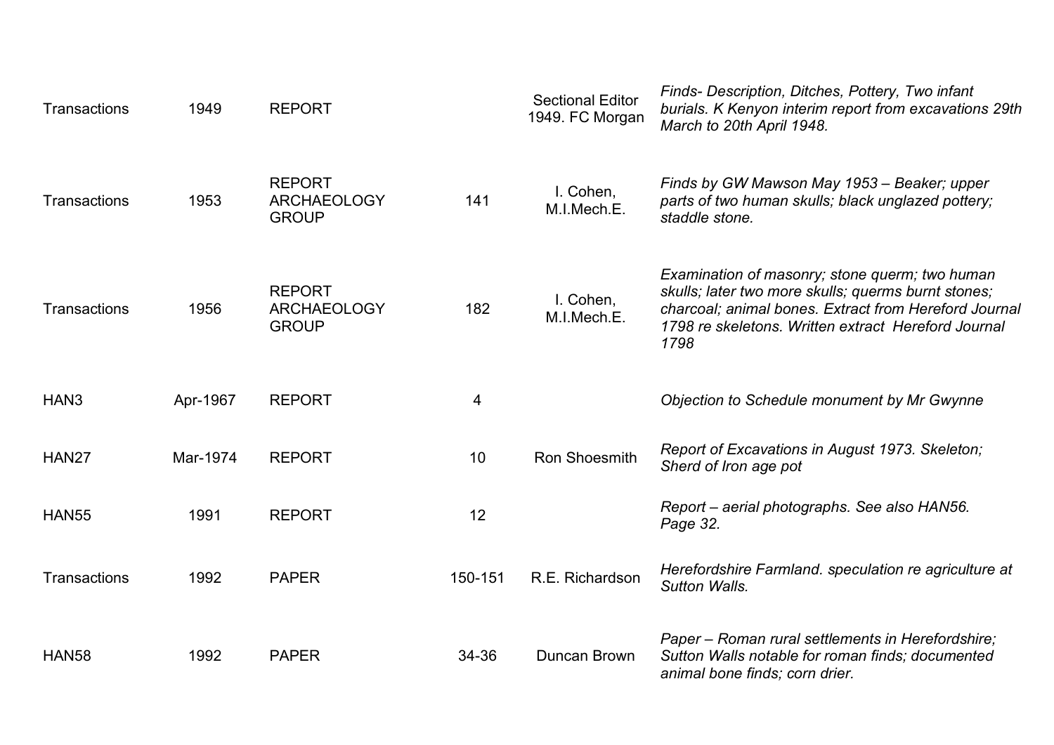| | | | | | |
|---|---|---|---|---|---|
| Transactions | 1949 | REPORT | | Sectional Editor 1949. FC Morgan | *Finds- Description, Ditches, Pottery, Two infant burials. K Kenyon interim report from excavations 29th March to 20th April 1948.* |
| Transactions | 1953 | REPORT ARCHAEOLOGY GROUP | 141 | I. Cohen, M.I.Mech.E. | *Finds by GW Mawson May 1953 – Beaker; upper parts of two human skulls; black unglazed pottery; staddle stone.* |
| Transactions | 1956 | REPORT ARCHAEOLOGY GROUP | 182 | I. Cohen, M.I.Mech.E. | *Examination of masonry; stone querm; two human skulls; later two more skulls; querms burnt stones; charcoal; animal bones. Extract from Hereford Journal 1798 re skeletons. Written extract Hereford Journal 1798* |
| HAN3 | Apr-1967 | REPORT | 4 | | *Objection to Schedule monument by Mr Gwynne* |
| HAN27 | Mar-1974 | REPORT | 10 | Ron Shoesmith | *Report of Excavations in August 1973. Skeleton; Sherd of Iron age pot* |
| HAN55 | 1991 | REPORT | 12 | | *Report – aerial photographs. See also HAN56. Page 32.* |
| Transactions | 1992 | PAPER | 150-151 | R.E. Richardson | *Herefordshire Farmland. speculation re agriculture at Sutton Walls.* |
| HAN58 | 1992 | PAPER | 34-36 | Duncan Brown | *Paper – Roman rural settlements in Herefordshire; Sutton Walls notable for roman finds; documented animal bone finds; corn drier.* |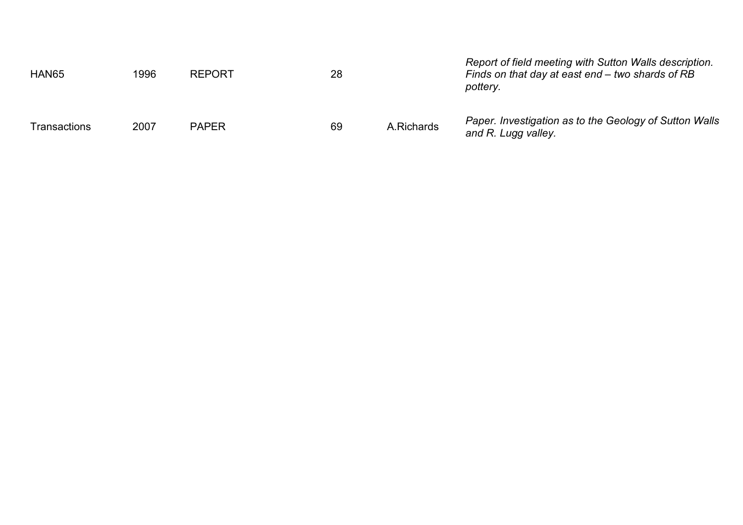| | | | | | |
|---|---|---|---|---|---|
| HAN65 | 1996 | REPORT | 28 | | *Report of field meeting with Sutton Walls description. Finds on that day at east end – two shards of RB pottery.* |
| Transactions | 2007 | PAPER | 69 | A.Richards | *Paper. Investigation as to the Geology of Sutton Walls and R. Lugg valley.* |